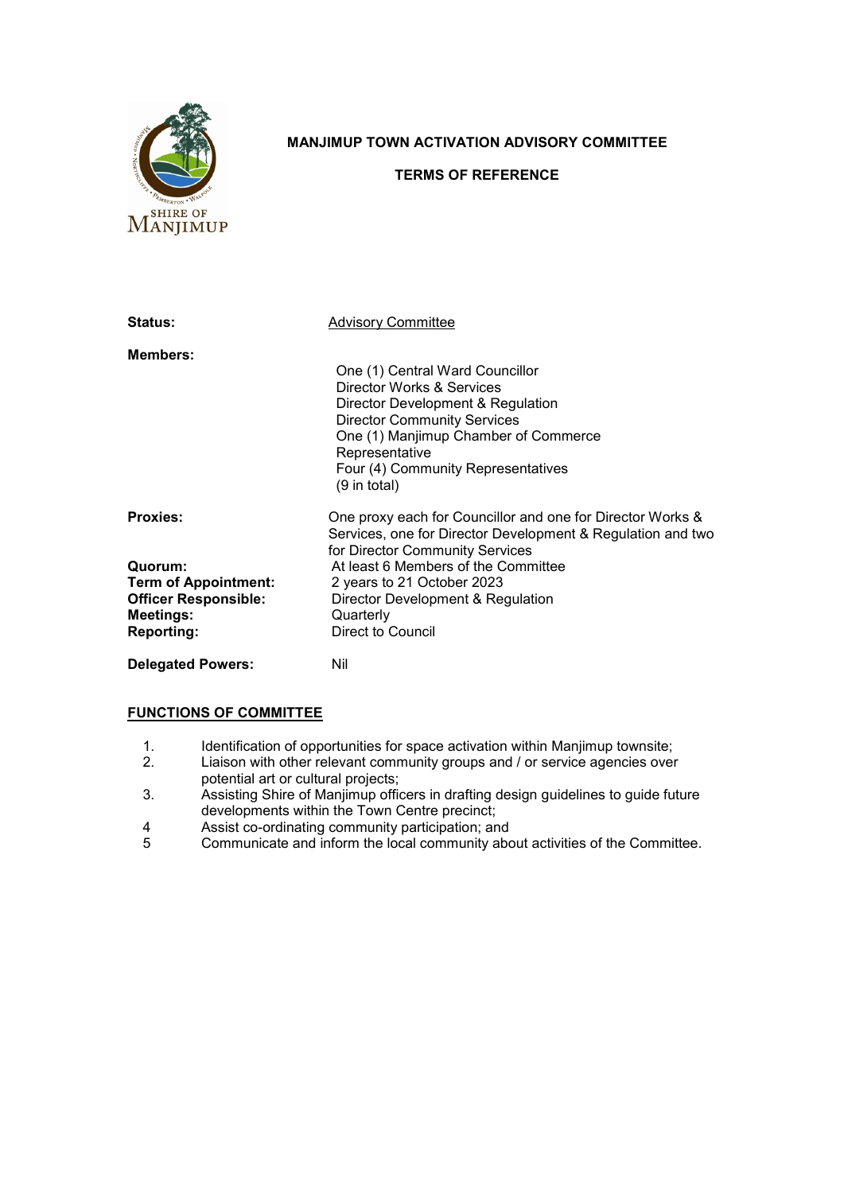# MANJIMUP TOWN ACTIVATION ADVISORY COMMITTEE

## TERMS OF REFERENCE

| | |
|---|---|
| **Status:** | Advisory Committee |
| **Members:** | One (1) Central Ward Councillor<br>Director Works & Services<br>Director Development & Regulation<br>Director Community Services<br>One (1) Manjimup Chamber of Commerce Representative<br>Four (4) Community Representatives<br>(9 in total) |
| **Proxies:** | One proxy each for Councillor and one for Director Works & Services, one for Director Development & Regulation and two for Director Community Services |
| **Quorum:** | At least 6 Members of the Committee |
| **Term of Appointment:** | 2 years to 21 October 2023 |
| **Officer Responsible:** | Director Development & Regulation |
| **Meetings:** | Quarterly |
| **Reporting:** | Direct to Council |
| **Delegated Powers:** | Nil |

## FUNCTIONS OF COMMITTEE

1. Identification of opportunities for space activation within Manjimup townsite;
2. Liaison with other relevant community groups and / or service agencies over potential art or cultural projects;
3. Assisting Shire of Manjimup officers in drafting design guidelines to guide future developments within the Town Centre precinct;
4. Assist co-ordinating community participation; and
5. Communicate and inform the local community about activities of the Committee.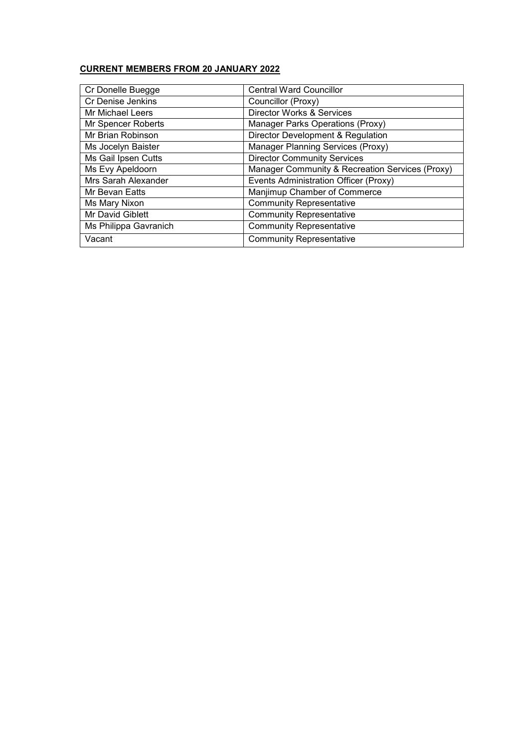**CURRENT MEMBERS FROM 20 JANUARY 2022**

| | |
|---|---|
| Cr Donelle Buegge | Central Ward Councillor |
| Cr Denise Jenkins | Councillor (Proxy) |
| Mr Michael Leers | Director Works & Services |
| Mr Spencer Roberts | Manager Parks Operations (Proxy) |
| Mr Brian Robinson | Director Development & Regulation |
| Ms Jocelyn Baister | Manager Planning Services (Proxy) |
| Ms Gail Ipsen Cutts | Director Community Services |
| Ms Evy Apeldoorn | Manager Community & Recreation Services (Proxy) |
| Mrs Sarah Alexander | Events Administration Officer (Proxy) |
| Mr Bevan Eatts | Manjimup Chamber of Commerce |
| Ms Mary Nixon | Community Representative |
| Mr David Giblett | Community Representative |
| Ms Philippa Gavranich | Community Representative |
| Vacant | Community Representative |